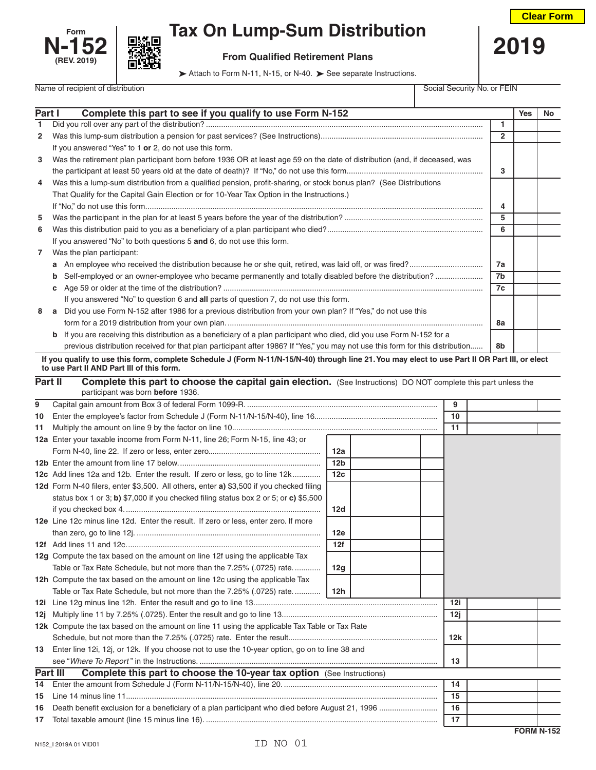Form **N-152** (REV. 2019)

# Tax On Lump-Sum Distribution

**From Qualified Retirement Plans**

**2019**

➤ Attach to Form N-11, N-15, or N-40. ➤ See separate Instructions.

| Name of recipient of distribution | Social Security No. or FEIN |
|---|---|
| | |

## Part I Complete this part to see if you qualify to use Form N-152

| | | | Yes | No |
|---|---|---|---|---|
| 1 | Did you roll over any part of the distribution? | 1 | | |
| 2 | Was this lump-sum distribution a pension for past services? (See Instructions) | 2 | | |
| | If you answered "Yes" to 1 **or** 2, do not use this form. | | | |
| 3 | Was the retirement plan participant born before 1936 OR at least age 59 on the date of distribution (and, if deceased, was the participant at least 50 years old at the date of death)? If "No," do not use this form. | 3 | | |
| 4 | Was this a lump-sum distribution from a qualified pension, profit-sharing, or stock bonus plan? (See Distributions That Qualify for the Capital Gain Election or for 10-Year Tax Option in the Instructions.) If "No," do not use this form. | 4 | | |
| 5 | Was the participant in the plan for at least 5 years before the year of the distribution? | 5 | | |
| 6 | Was this distribution paid to you as a beneficiary of a plan participant who died? | 6 | | |
| | If you answered "No" to both questions 5 **and** 6, do not use this form. | | | |
| 7 | Was the plan participant: | | | |
| | **a** An employee who received the distribution because he or she quit, retired, was laid off, or was fired? | 7a | | |
| | **b** Self-employed or an owner-employee who became permanently and totally disabled before the distribution? | 7b | | |
| | **c** Age 59 or older at the time of the distribution? | 7c | | |
| | If you answered "No" to question 6 and **all** parts of question 7, do not use this form. | | | |
| 8 | **a** Did you use Form N-152 after 1986 for a previous distribution from your own plan? If "Yes," do not use this form for a 2019 distribution from your own plan. | 8a | | |
| | **b** If you are receiving this distribution as a beneficiary of a plan participant who died, did you use Form N-152 for a previous distribution received for that plan participant after 1986? If "Yes," you may not use this form for this distribution. | 8b | | |

**If you qualify to use this form, complete Schedule J (Form N-11/N-15/N-40) through line 21. You may elect to use Part II OR Part III, or elect to use Part II AND Part III of this form.**

## Part II Complete this part to choose the capital gain election. 
(See Instructions) DO NOT complete this part unless the participant was born **before** 1936.

| | | | | | |
|---|---|---|---|---|---|
| 9 | Capital gain amount from Box 3 of federal Form 1099-R. | | | 9 | |
| 10 | Enter the employee's factor from Schedule J (Form N-11/N-15/N-40), line 16. | | | 10 | |
| 11 | Multiply the amount on line 9 by the factor on line 10. | | | 11 | |
| 12a | Enter your taxable income from Form N-11, line 26; Form N-15, line 43; or Form N-40, line 22. If zero or less, enter zero. | 12a | | | |
| 12b | Enter the amount from line 17 below. | 12b | | | |
| 12c | Add lines 12a and 12b. Enter the result. If zero or less, go to line 12k | 12c | | | |
| 12d | Form N-40 filers, enter $3,500. All others, enter **a)** $3,500 if you checked filing status box 1 or 3; **b)** $7,000 if you checked filing status box 2 or 5; or **c)** $5,500 if you checked box 4. | 12d | | | |
| 12e | Line 12c minus line 12d. Enter the result. If zero or less, enter zero. If more than zero, go to line 12j. | 12e | | | |
| 12f | Add lines 11 and 12c. | 12f | | | |
| 12g | Compute the tax based on the amount on line 12f using the applicable Tax Table or Tax Rate Schedule, but not more than the 7.25% (.0725) rate. | 12g | | | |
| 12h | Compute the tax based on the amount on line 12c using the applicable Tax Table or Tax Rate Schedule, but not more than the 7.25% (.0725) rate. | 12h | | | |
| 12i | Line 12g minus line 12h. Enter the result and go to line 13. | | | 12i | |
| 12j | Multiply line 11 by 7.25% (.0725). Enter the result and go to line 13. | | | 12j | |
| 12k | Compute the tax based on the amount on line 11 using the applicable Tax Table or Tax Rate Schedule, but not more than the 7.25% (.0725) rate. Enter the result. | | | 12k | |
| 13 | Enter line 12i, 12j, or 12k. If you choose not to use the 10-year option, go on to line 38 and see "*Where To Report*" in the Instructions. | | | 13 | |

## Part III Complete this part to choose the 10-year tax option 
(See Instructions)

| | | | |
|---|---|---|---|
| 14 | Enter the amount from Schedule J (Form N-11/N-15/N-40), line 20. | 14 | |
| 15 | Line 14 minus line 11 | 15 | |
| 16 | Death benefit exclusion for a beneficiary of a plan participant who died before August 21, 1996 | 16 | |
| 17 | Total taxable amount (line 15 minus line 16). | 17 | |

FORM N-152

N152_I 2019A 01 VID01 ID NO 01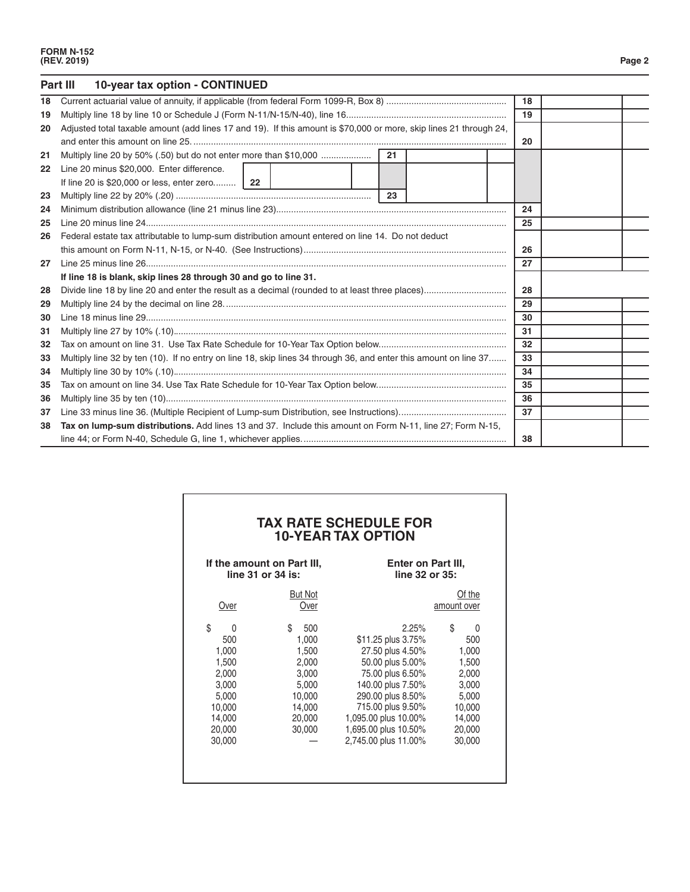**FORM N-152**
**(REV. 2019)**

## Part III 10-year tax option - CONTINUED

| | | | |
|---|---|---|---|
| 18 | Current actuarial value of annuity, if applicable (from federal Form 1099-R, Box 8) | 18 | |
| 19 | Multiply line 18 by line 10 or Schedule J (Form N-11/N-15/N-40), line 16 | 19 | |
| 20 | Adjusted total taxable amount (add lines 17 and 19). If this amount is $70,000 or more, skip lines 21 through 24, and enter this amount on line 25. | 20 | |
| 21 | Multiply line 20 by 50% (.50) but do not enter more than $10,000 ......... 21 | | |
| 22 | Line 20 minus $20,000. Enter difference. If line 20 is $20,000 or less, enter zero......... 22 | | |
| 23 | Multiply line 22 by 20% (.20) ......... 23 | | |
| 24 | Minimum distribution allowance (line 21 minus line 23) | 24 | |
| 25 | Line 20 minus line 24 | 25 | |
| 26 | Federal estate tax attributable to lump-sum distribution amount entered on line 14. Do not deduct this amount on Form N-11, N-15, or N-40. (See Instructions) | 26 | |
| 27 | Line 25 minus line 26 | 27 | |
| | **If line 18 is blank, skip lines 28 through 30 and go to line 31.** | | |
| 28 | Divide line 18 by line 20 and enter the result as a decimal (rounded to at least three places) | 28 | |
| 29 | Multiply line 24 by the decimal on line 28. | 29 | |
| 30 | Line 18 minus line 29 | 30 | |
| 31 | Multiply line 27 by 10% (.10) | 31 | |
| 32 | Tax on amount on line 31. Use Tax Rate Schedule for 10-Year Tax Option below | 32 | |
| 33 | Multiply line 32 by ten (10). If no entry on line 18, skip lines 34 through 36, and enter this amount on line 37 | 33 | |
| 34 | Multiply line 30 by 10% (.10) | 34 | |
| 35 | Tax on amount on line 34. Use Tax Rate Schedule for 10-Year Tax Option below | 35 | |
| 36 | Multiply line 35 by ten (10) | 36 | |
| 37 | Line 33 minus line 36. (Multiple Recipient of Lump-sum Distribution, see Instructions) | 37 | |
| 38 | **Tax on lump-sum distributions.** Add lines 13 and 37. Include this amount on Form N-11, line 27; Form N-15, line 44; or Form N-40, Schedule G, line 1, whichever applies. | 38 | |

### TAX RATE SCHEDULE FOR 10-YEAR TAX OPTION

| If the amount on Part III, line 31 or 34 is: Over | But Not Over | Enter on Part III, line 32 or 35: | Of the amount over |
|---|---|---|---|
| $ 0 | $ 500 | 2.25% | $ 0 |
| 500 | 1,000 | $11.25 plus 3.75% | 500 |
| 1,000 | 1,500 | 27.50 plus 4.50% | 1,000 |
| 1,500 | 2,000 | 50.00 plus 5.00% | 1,500 |
| 2,000 | 3,000 | 75.00 plus 6.50% | 2,000 |
| 3,000 | 5,000 | 140.00 plus 7.50% | 3,000 |
| 5,000 | 10,000 | 290.00 plus 8.50% | 5,000 |
| 10,000 | 14,000 | 715.00 plus 9.50% | 10,000 |
| 14,000 | 20,000 | 1,095.00 plus 10.00% | 14,000 |
| 20,000 | 30,000 | 1,695.00 plus 10.50% | 20,000 |
| 30,000 | — | 2,745.00 plus 11.00% | 30,000 |